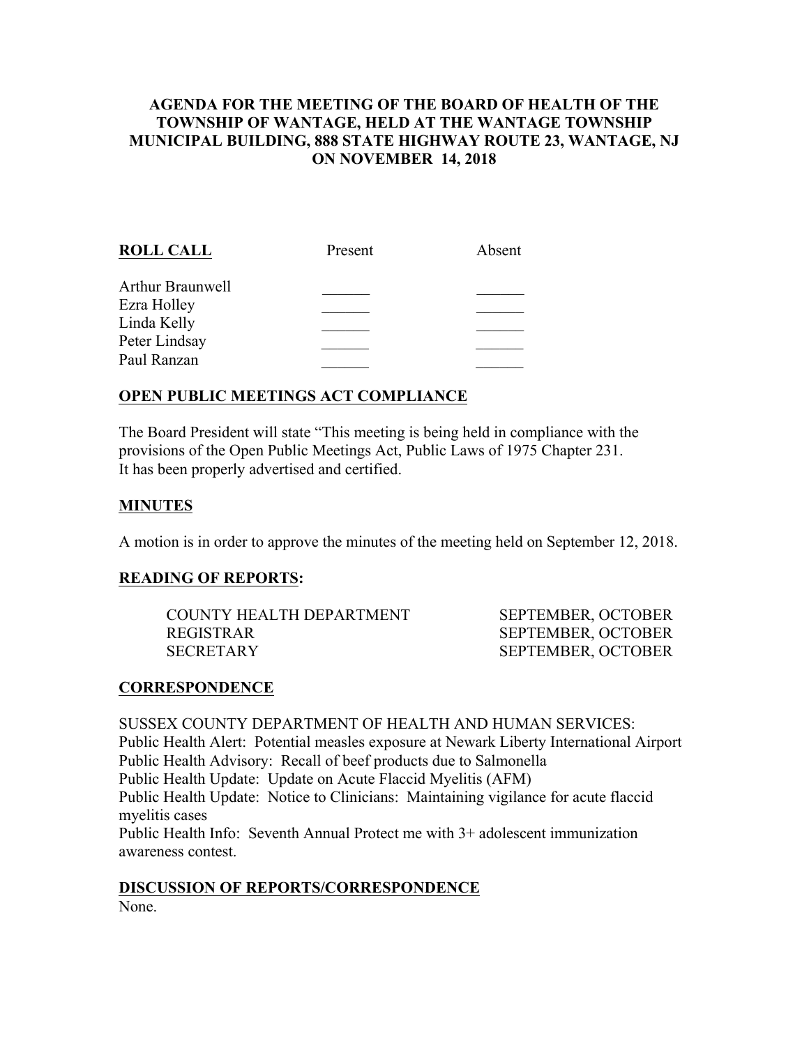# AGENDA FOR THE MEETING OF THE BOARD OF HEALTH OF THE TOWNSHIP OF WANTAGE, HELD AT THE WANTAGE TOWNSHIP MUNICIPAL BUILDING, 888 STATE HIGHWAY ROUTE 23, WANTAGE, NJ ON NOVEMBER 14, 2018

| **ROLL CALL** | Present | Absent |
|---|---|---|
| Arthur Braunwell | ______ | ______ |
| Ezra Holley | ______ | ______ |
| Linda Kelly | ______ | ______ |
| Peter Lindsay | ______ | ______ |
| Paul Ranzan | ______ | ______ |

## OPEN PUBLIC MEETINGS ACT COMPLIANCE

The Board President will state "This meeting is being held in compliance with the provisions of the Open Public Meetings Act, Public Laws of 1975 Chapter 231. It has been properly advertised and certified.

## MINUTES

A motion is in order to approve the minutes of the meeting held on September 12, 2018.

## READING OF REPORTS:

| | |
|---|---|
| COUNTY HEALTH DEPARTMENT | SEPTEMBER, OCTOBER |
| REGISTRAR | SEPTEMBER, OCTOBER |
| SECRETARY | SEPTEMBER, OCTOBER |

## CORRESPONDENCE

SUSSEX COUNTY DEPARTMENT OF HEALTH AND HUMAN SERVICES:
Public Health Alert: Potential measles exposure at Newark Liberty International Airport
Public Health Advisory: Recall of beef products due to Salmonella
Public Health Update: Update on Acute Flaccid Myelitis (AFM)
Public Health Update: Notice to Clinicians: Maintaining vigilance for acute flaccid myelitis cases
Public Health Info: Seventh Annual Protect me with 3+ adolescent immunization awareness contest.

## DISCUSSION OF REPORTS/CORRESPONDENCE

None.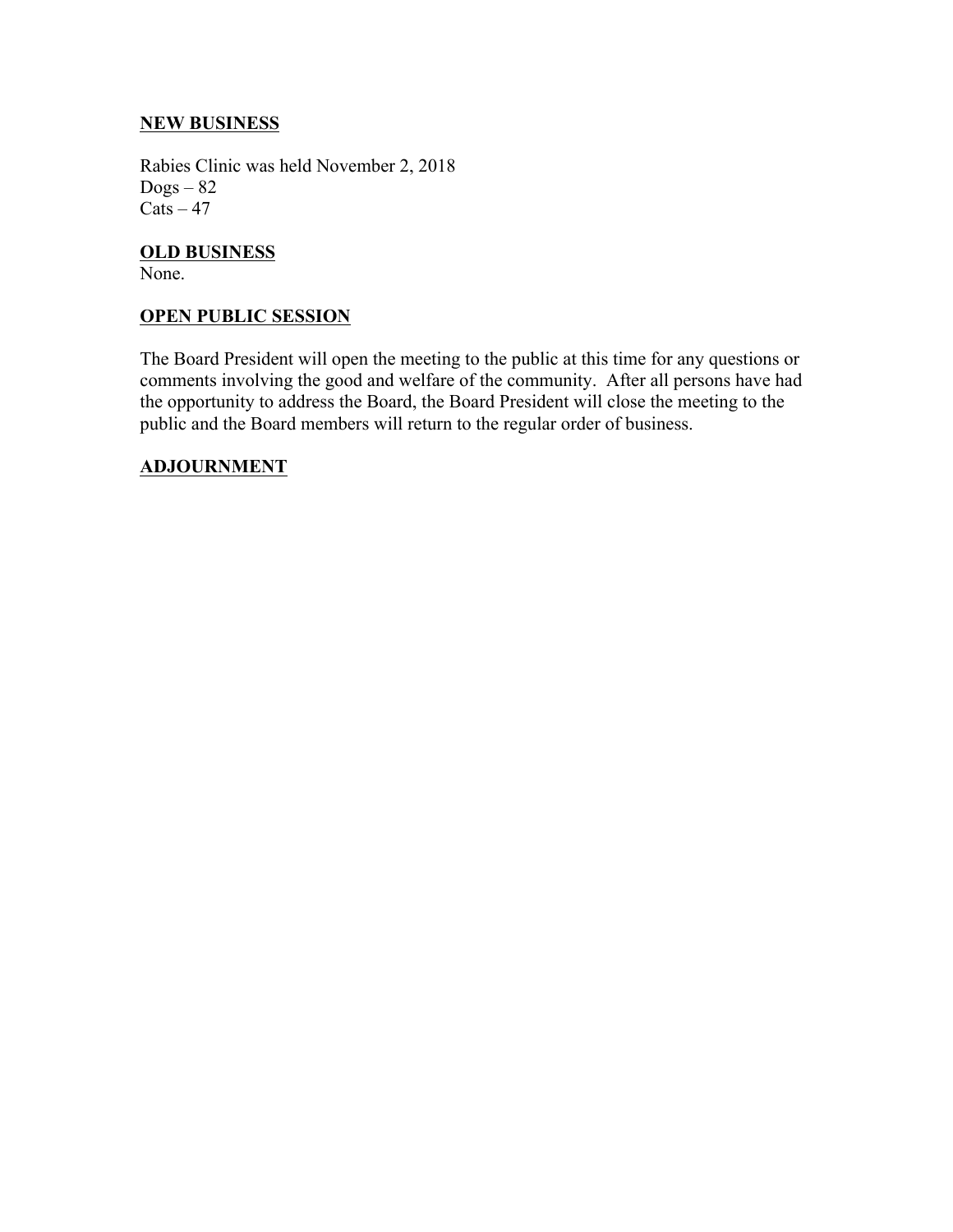**NEW BUSINESS**

Rabies Clinic was held November 2, 2018
Dogs – 82
Cats – 47

**OLD BUSINESS**
None.

**OPEN PUBLIC SESSION**

The Board President will open the meeting to the public at this time for any questions or comments involving the good and welfare of the community. After all persons have had the opportunity to address the Board, the Board President will close the meeting to the public and the Board members will return to the regular order of business.

**ADJOURNMENT**